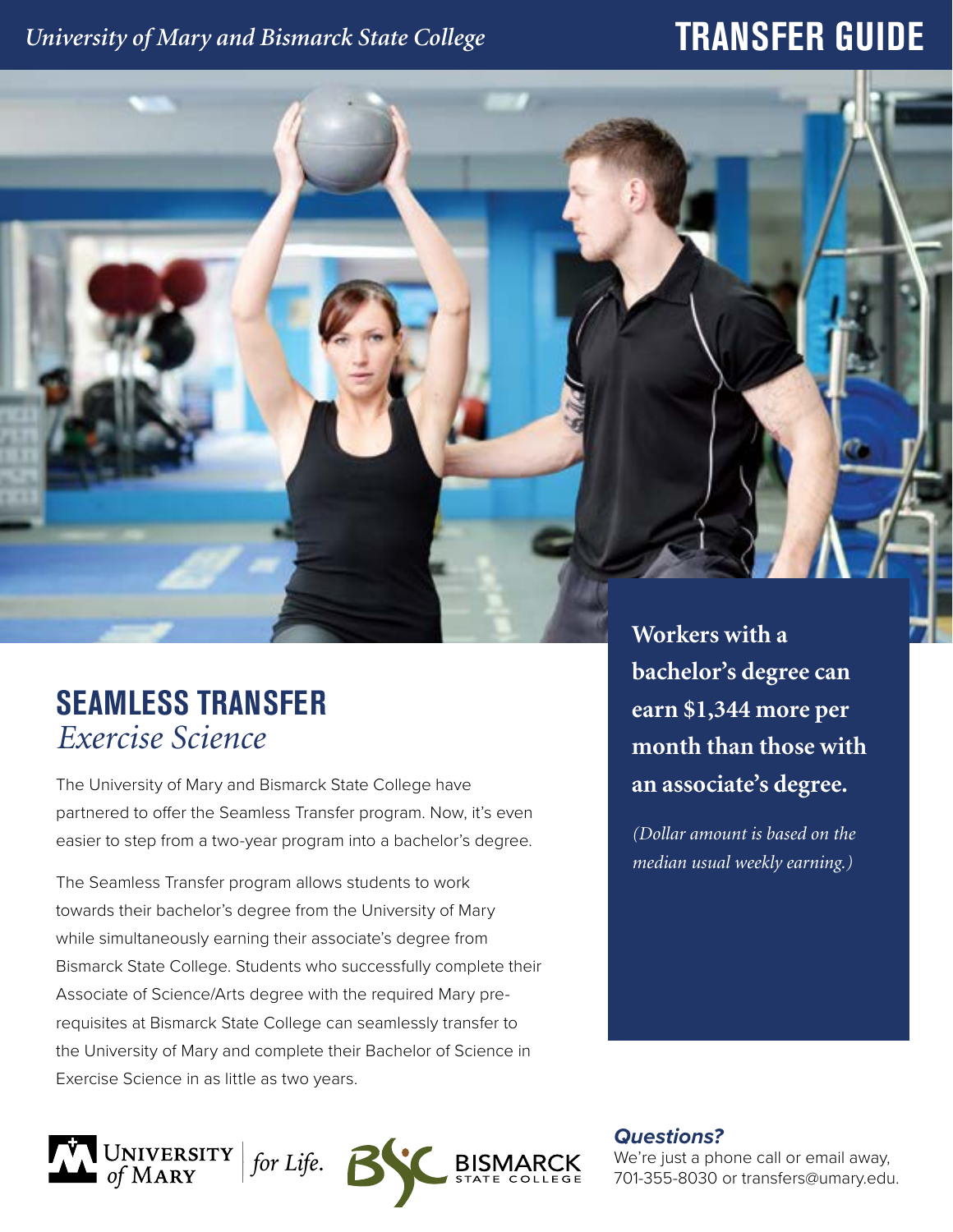*University of Mary and Bismarck State College*

# TRANSFER GUIDE

## SEAMLESS TRANSFER
*Exercise Science*

The University of Mary and Bismarck State College have partnered to offer the Seamless Transfer program. Now, it's even easier to step from a two-year program into a bachelor's degree.

The Seamless Transfer program allows students to work towards their bachelor's degree from the University of Mary while simultaneously earning their associate's degree from Bismarck State College. Students who successfully complete their Associate of Science/Arts degree with the required Mary pre-requisites at Bismarck State College can seamlessly transfer to the University of Mary and complete their Bachelor of Science in Exercise Science in as little as two years.

**Workers with a bachelor's degree can earn $1,344 more per month than those with an associate's degree.**

*(Dollar amount is based on the median usual weekly earning.)*

University of Mary *for Life.* Bismarck State College

***Questions?***

We're just a phone call or email away, 701-355-8030 or transfers@umary.edu.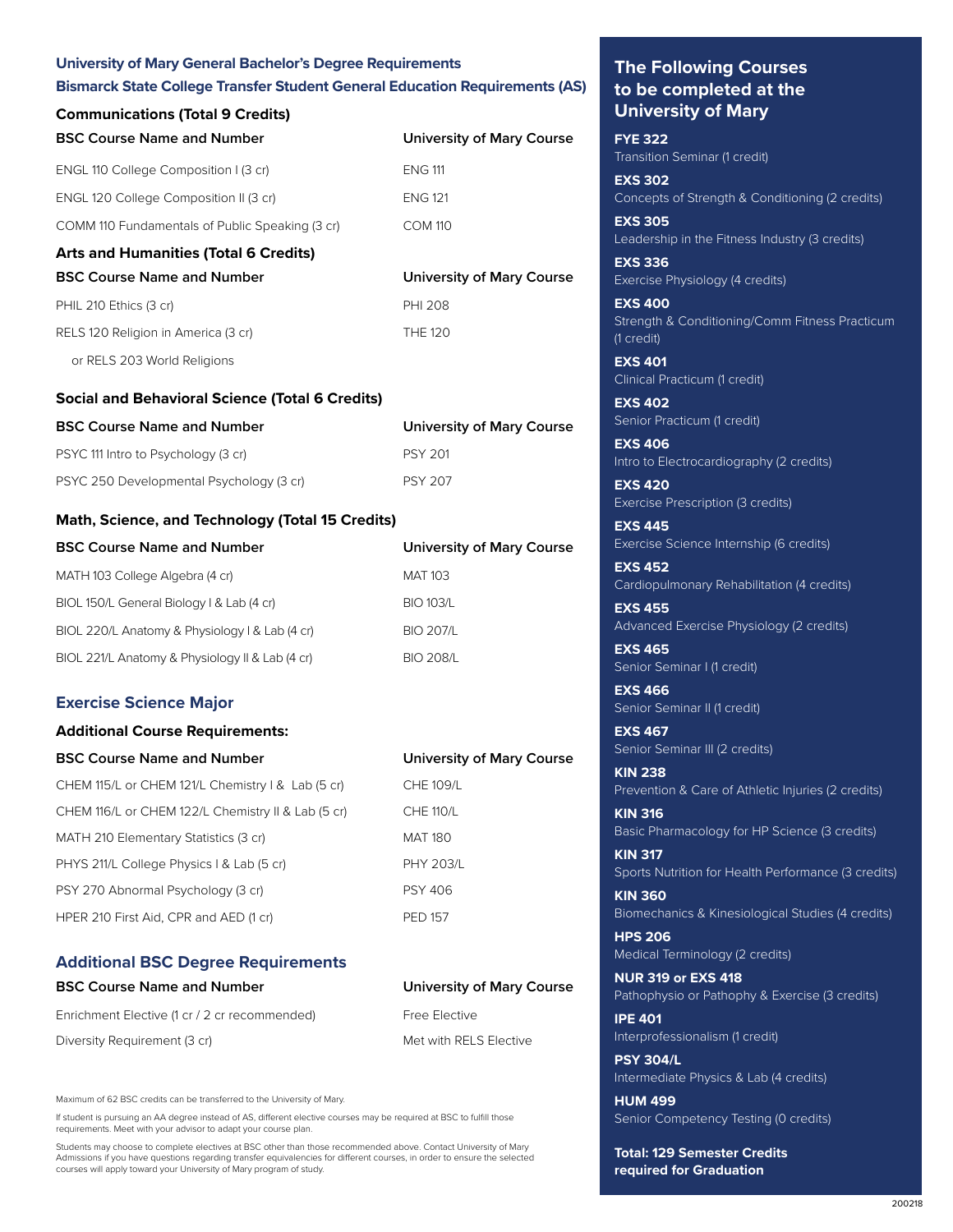## University of Mary General Bachelor's Degree Requirements

## Bismarck State College Transfer Student General Education Requirements (AS)

### Communications (Total 9 Credits)

| BSC Course Name and Number | University of Mary Course |
|---|---|
| ENGL 110 College Composition I (3 cr) | ENG 111 |
| ENGL 120 College Composition II (3 cr) | ENG 121 |
| COMM 110 Fundamentals of Public Speaking (3 cr) | COM 110 |

### Arts and Humanities (Total 6 Credits)

| BSC Course Name and Number | University of Mary Course |
|---|---|
| PHIL 210 Ethics (3 cr) | PHI 208 |
| RELS 120 Religion in America (3 cr) | THE 120 |
| or RELS 203 World Religions | |

### Social and Behavioral Science (Total 6 Credits)

| BSC Course Name and Number | University of Mary Course |
|---|---|
| PSYC 111 Intro to Psychology (3 cr) | PSY 201 |
| PSYC 250 Developmental Psychology (3 cr) | PSY 207 |

### Math, Science, and Technology (Total 15 Credits)

| BSC Course Name and Number | University of Mary Course |
|---|---|
| MATH 103 College Algebra (4 cr) | MAT 103 |
| BIOL 150/L General Biology I & Lab (4 cr) | BIO 103/L |
| BIOL 220/L Anatomy & Physiology I & Lab (4 cr) | BIO 207/L |
| BIOL 221/L Anatomy & Physiology II & Lab (4 cr) | BIO 208/L |

## Exercise Science Major

### Additional Course Requirements:

| BSC Course Name and Number | University of Mary Course |
|---|---|
| CHEM 115/L or CHEM 121/L Chemistry I & Lab (5 cr) | CHE 109/L |
| CHEM 116/L or CHEM 122/L Chemistry II & Lab (5 cr) | CHE 110/L |
| MATH 210 Elementary Statistics (3 cr) | MAT 180 |
| PHYS 211/L College Physics I & Lab (5 cr) | PHY 203/L |
| PSY 270 Abnormal Psychology (3 cr) | PSY 406 |
| HPER 210 First Aid, CPR and AED (1 cr) | PED 157 |

## Additional BSC Degree Requirements

| BSC Course Name and Number | University of Mary Course |
|---|---|
| Enrichment Elective (1 cr / 2 cr recommended) | Free Elective |
| Diversity Requirement (3 cr) | Met with RELS Elective |

Maximum of 62 BSC credits can be transferred to the University of Mary.

If student is pursuing an AA degree instead of AS, different elective courses may be required at BSC to fulfill those requirements. Meet with your advisor to adapt your course plan.

Students may choose to complete electives at BSC other than those recommended above. Contact University of Mary Admissions if you have questions regarding transfer equivalencies for different courses, in order to ensure the selected courses will apply toward your University of Mary program of study.

## The Following Courses to be completed at the University of Mary

**FYE 322**
Transition Seminar (1 credit)

**EXS 302**
Concepts of Strength & Conditioning (2 credits)

**EXS 305**
Leadership in the Fitness Industry (3 credits)

**EXS 336**
Exercise Physiology (4 credits)

**EXS 400**
Strength & Conditioning/Comm Fitness Practicum (1 credit)

**EXS 401**
Clinical Practicum (1 credit)

**EXS 402**
Senior Practicum (1 credit)

**EXS 406**
Intro to Electrocardiography (2 credits)

**EXS 420**
Exercise Prescription (3 credits)

**EXS 445**
Exercise Science Internship (6 credits)

**EXS 452**
Cardiopulmonary Rehabilitation (4 credits)

**EXS 455**
Advanced Exercise Physiology (2 credits)

**EXS 465**
Senior Seminar I (1 credit)

**EXS 466**
Senior Seminar II (1 credit)

**EXS 467**
Senior Seminar III (2 credits)

**KIN 238**
Prevention & Care of Athletic Injuries (2 credits)

**KIN 316**
Basic Pharmacology for HP Science (3 credits)

**KIN 317**
Sports Nutrition for Health Performance (3 credits)

**KIN 360**
Biomechanics & Kinesiological Studies (4 credits)

**HPS 206**
Medical Terminology (2 credits)

**NUR 319 or EXS 418**
Pathophysio or Pathophy & Exercise (3 credits)

**IPE 401**
Interprofessionalism (1 credit)

**PSY 304/L**
Intermediate Physics & Lab (4 credits)

**HUM 499**
Senior Competency Testing (0 credits)

**Total: 129 Semester Credits required for Graduation**

200218